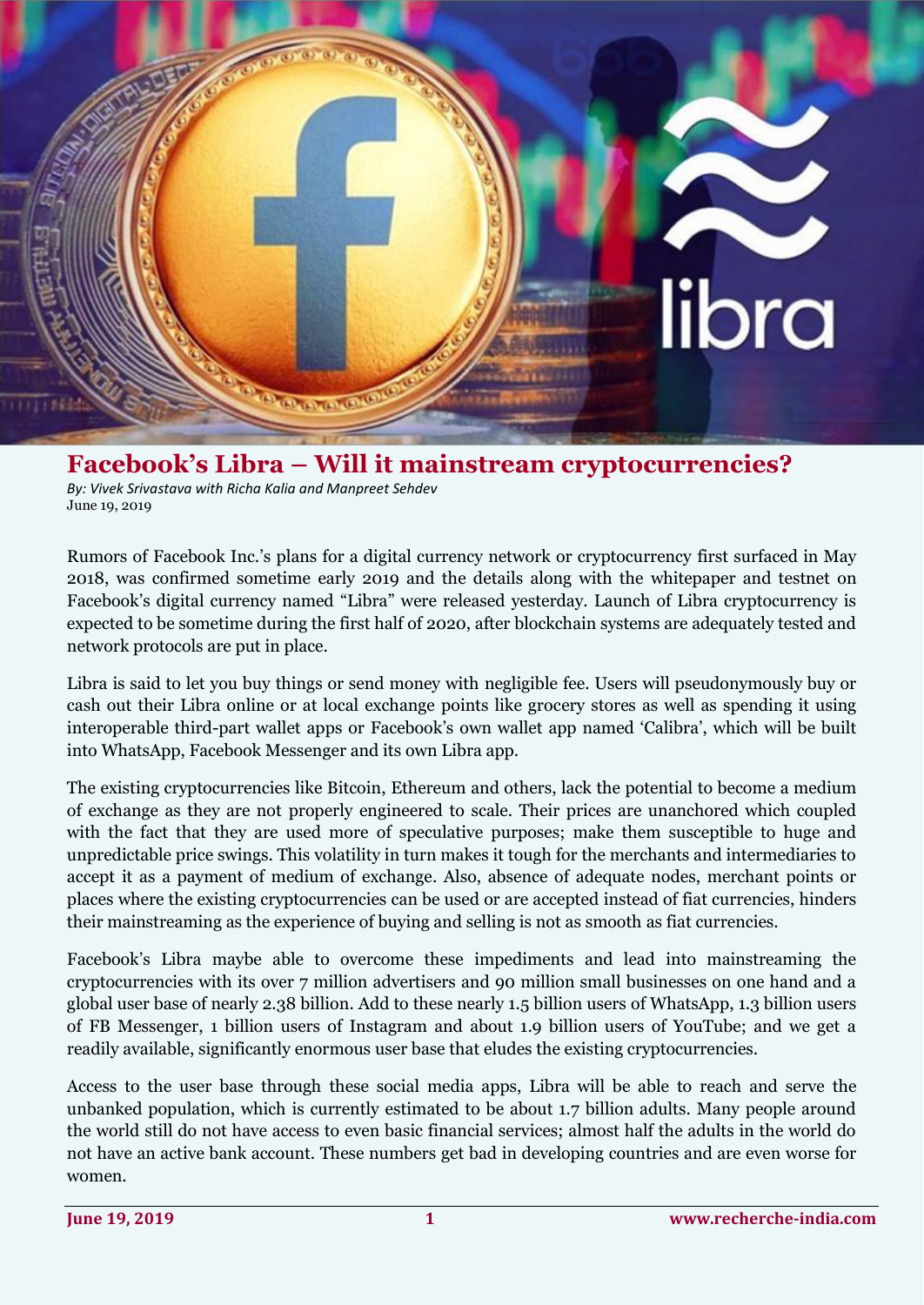# Facebook's Libra – Will it mainstream cryptocurrencies?

*By: Vivek Srivastava with Richa Kalia and Manpreet Sehdev*
June 19, 2019

Rumors of Facebook Inc.'s plans for a digital currency network or cryptocurrency first surfaced in May 2018, was confirmed sometime early 2019 and the details along with the whitepaper and testnet on Facebook's digital currency named "Libra" were released yesterday. Launch of Libra cryptocurrency is expected to be sometime during the first half of 2020, after blockchain systems are adequately tested and network protocols are put in place.

Libra is said to let you buy things or send money with negligible fee. Users will pseudonymously buy or cash out their Libra online or at local exchange points like grocery stores as well as spending it using interoperable third-part wallet apps or Facebook's own wallet app named 'Calibra', which will be built into WhatsApp, Facebook Messenger and its own Libra app.

The existing cryptocurrencies like Bitcoin, Ethereum and others, lack the potential to become a medium of exchange as they are not properly engineered to scale. Their prices are unanchored which coupled with the fact that they are used more of speculative purposes; make them susceptible to huge and unpredictable price swings. This volatility in turn makes it tough for the merchants and intermediaries to accept it as a payment of medium of exchange. Also, absence of adequate nodes, merchant points or places where the existing cryptocurrencies can be used or are accepted instead of fiat currencies, hinders their mainstreaming as the experience of buying and selling is not as smooth as fiat currencies.

Facebook's Libra maybe able to overcome these impediments and lead into mainstreaming the cryptocurrencies with its over 7 million advertisers and 90 million small businesses on one hand and a global user base of nearly 2.38 billion. Add to these nearly 1.5 billion users of WhatsApp, 1.3 billion users of FB Messenger, 1 billion users of Instagram and about 1.9 billion users of YouTube; and we get a readily available, significantly enormous user base that eludes the existing cryptocurrencies.

Access to the user base through these social media apps, Libra will be able to reach and serve the unbanked population, which is currently estimated to be about 1.7 billion adults. Many people around the world still do not have access to even basic financial services; almost half the adults in the world do not have an active bank account. These numbers get bad in developing countries and are even worse for women.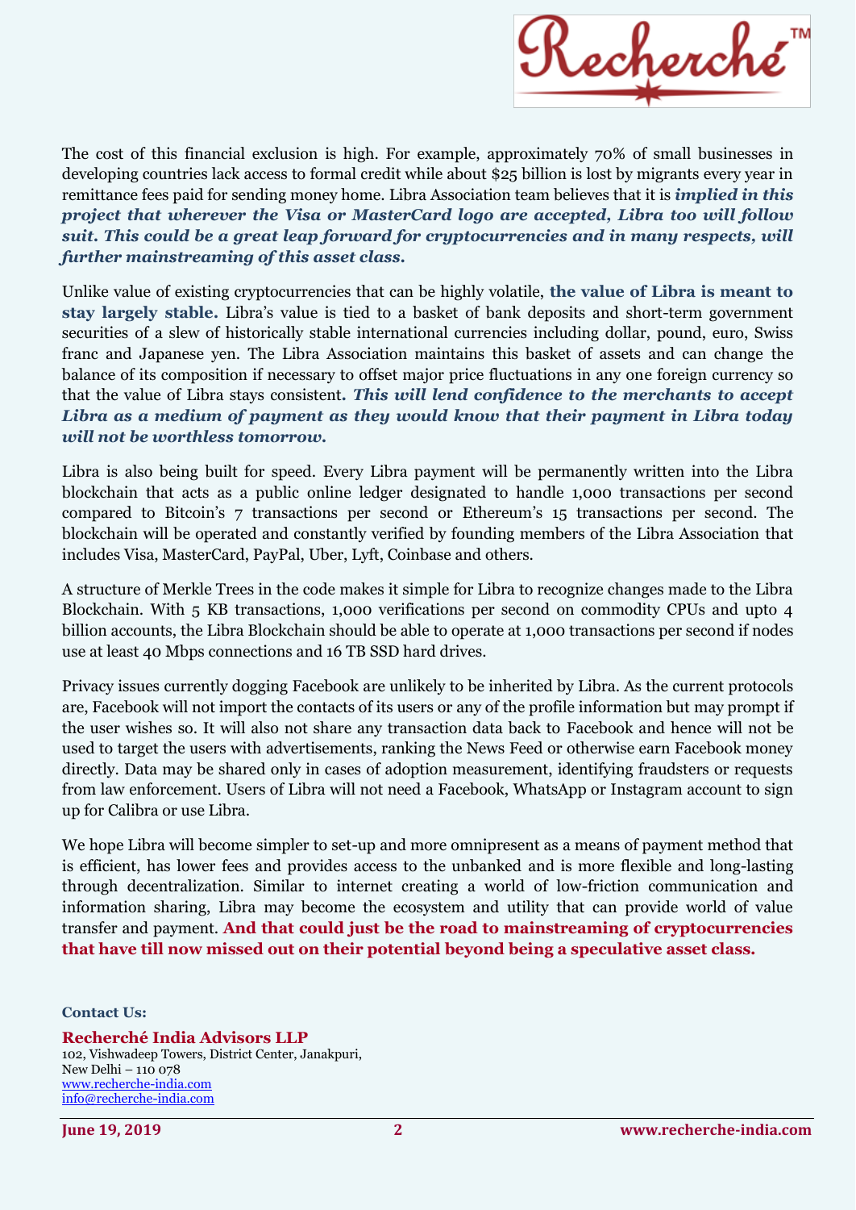The cost of this financial exclusion is high. For example, approximately 70% of small businesses in developing countries lack access to formal credit while about $25 billion is lost by migrants every year in remittance fees paid for sending money home. Libra Association team believes that it is ***implied in this project that wherever the Visa or MasterCard logo are accepted, Libra too will follow suit. This could be a great leap forward for cryptocurrencies and in many respects, will further mainstreaming of this asset class.***

Unlike value of existing cryptocurrencies that can be highly volatile, **the value of Libra is meant to stay largely stable.** Libra's value is tied to a basket of bank deposits and short-term government securities of a slew of historically stable international currencies including dollar, pound, euro, Swiss franc and Japanese yen. The Libra Association maintains this basket of assets and can change the balance of its composition if necessary to offset major price fluctuations in any one foreign currency so that the value of Libra stays consistent***. This will lend confidence to the merchants to accept Libra as a medium of payment as they would know that their payment in Libra today will not be worthless tomorrow.***

Libra is also being built for speed. Every Libra payment will be permanently written into the Libra blockchain that acts as a public online ledger designated to handle 1,000 transactions per second compared to Bitcoin's 7 transactions per second or Ethereum's 15 transactions per second. The blockchain will be operated and constantly verified by founding members of the Libra Association that includes Visa, MasterCard, PayPal, Uber, Lyft, Coinbase and others.

A structure of Merkle Trees in the code makes it simple for Libra to recognize changes made to the Libra Blockchain. With 5 KB transactions, 1,000 verifications per second on commodity CPUs and upto 4 billion accounts, the Libra Blockchain should be able to operate at 1,000 transactions per second if nodes use at least 40 Mbps connections and 16 TB SSD hard drives.

Privacy issues currently dogging Facebook are unlikely to be inherited by Libra. As the current protocols are, Facebook will not import the contacts of its users or any of the profile information but may prompt if the user wishes so. It will also not share any transaction data back to Facebook and hence will not be used to target the users with advertisements, ranking the News Feed or otherwise earn Facebook money directly. Data may be shared only in cases of adoption measurement, identifying fraudsters or requests from law enforcement. Users of Libra will not need a Facebook, WhatsApp or Instagram account to sign up for Calibra or use Libra.

We hope Libra will become simpler to set-up and more omnipresent as a means of payment method that is efficient, has lower fees and provides access to the unbanked and is more flexible and long-lasting through decentralization. Similar to internet creating a world of low-friction communication and information sharing, Libra may become the ecosystem and utility that can provide world of value transfer and payment. **And that could just be the road to mainstreaming of cryptocurrencies that have till now missed out on their potential beyond being a speculative asset class.**

**Contact Us:**

**Recherché India Advisors LLP**
102, Vishwadeep Towers, District Center, Janakpuri,
New Delhi – 110 078
www.recherche-india.com
info@recherche-india.com